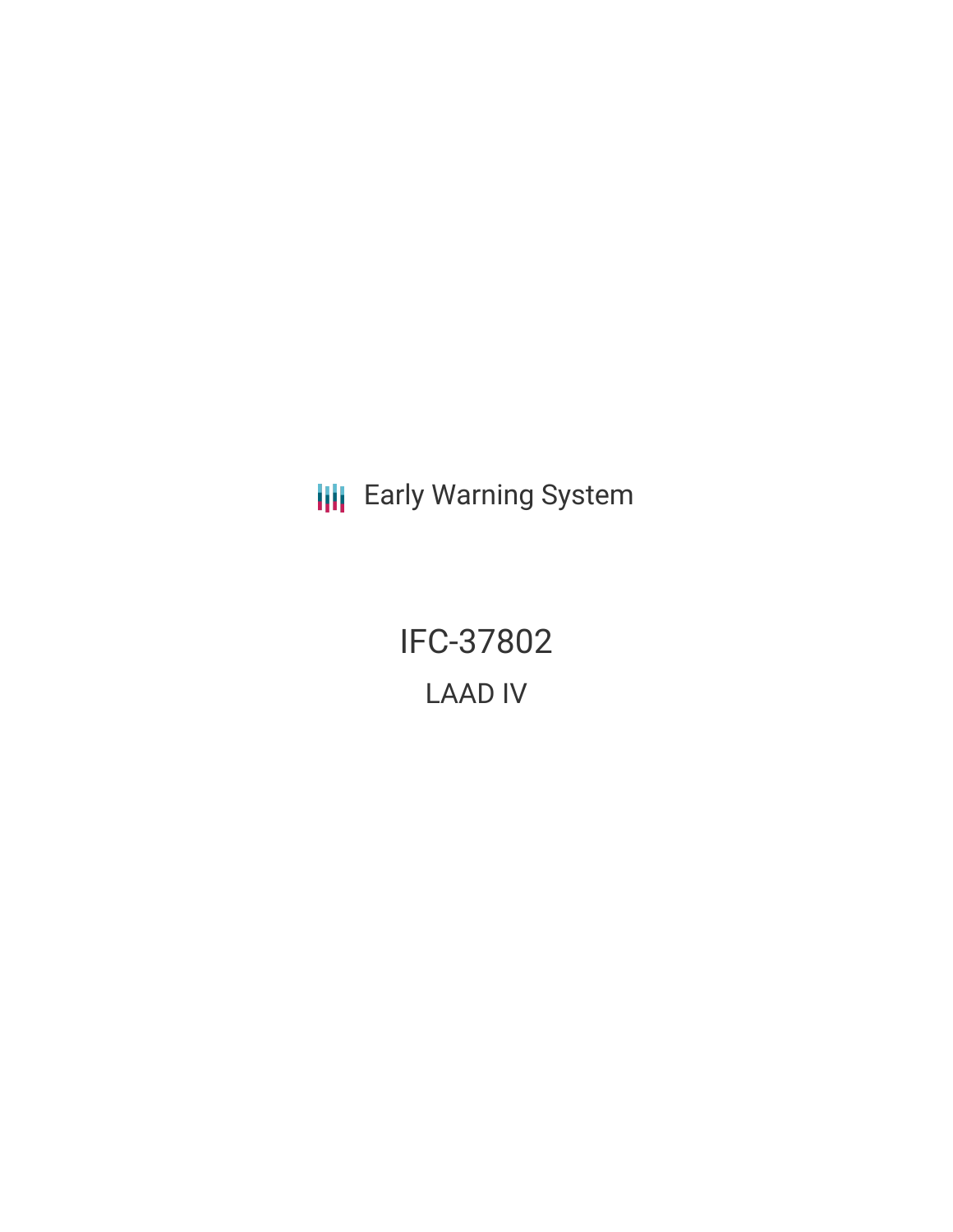Early Warning System

# IFC-37802

## LAAD IV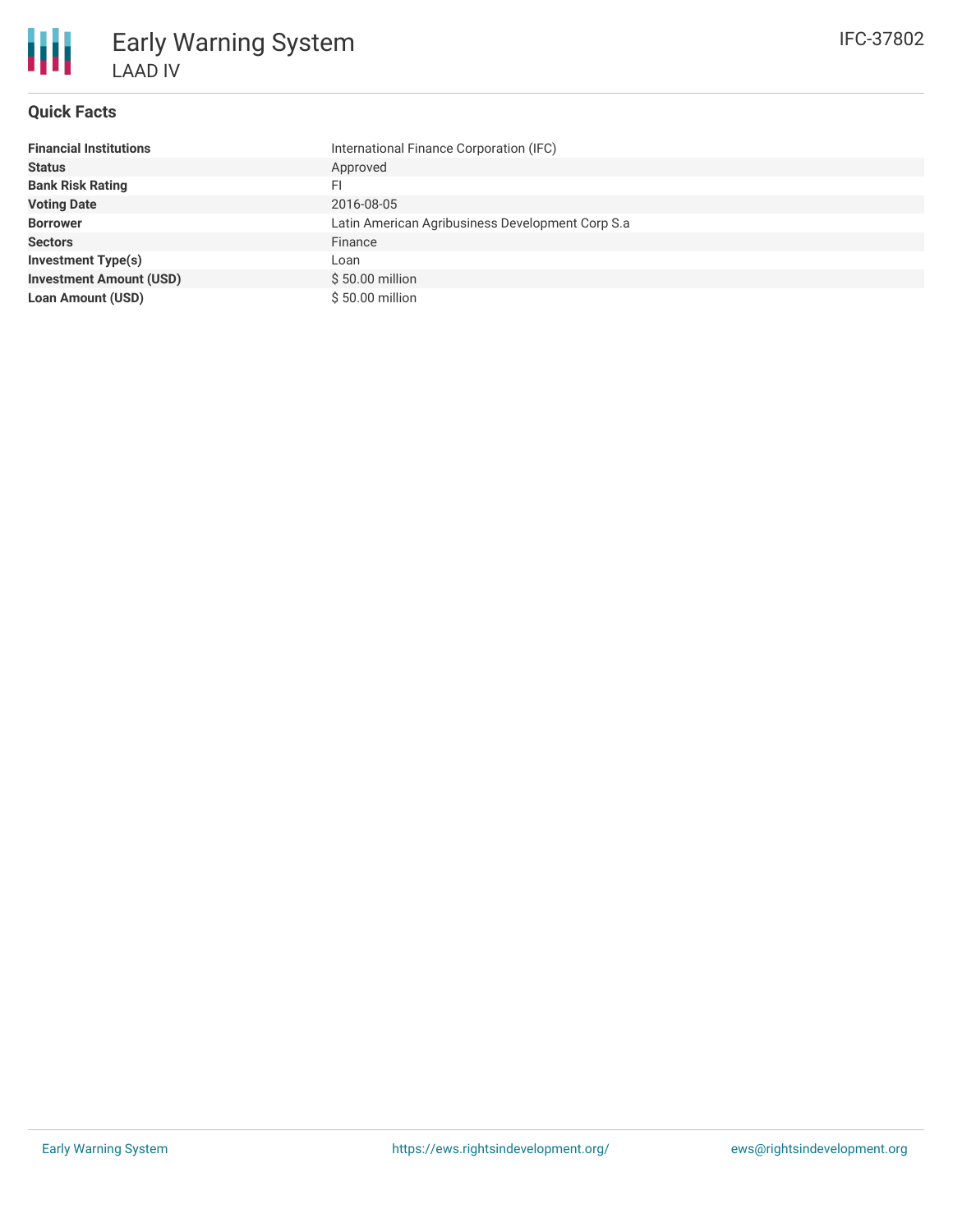# Early Warning System

LAAD IV

IFC-37802

## Quick Facts

| | |
|---|---|
| **Financial Institutions** | International Finance Corporation (IFC) |
| **Status** | Approved |
| **Bank Risk Rating** | FI |
| **Voting Date** | 2016-08-05 |
| **Borrower** | Latin American Agribusiness Development Corp S.a |
| **Sectors** | Finance |
| **Investment Type(s)** | Loan |
| **Investment Amount (USD)** | $ 50.00 million |
| **Loan Amount (USD)** | $ 50.00 million |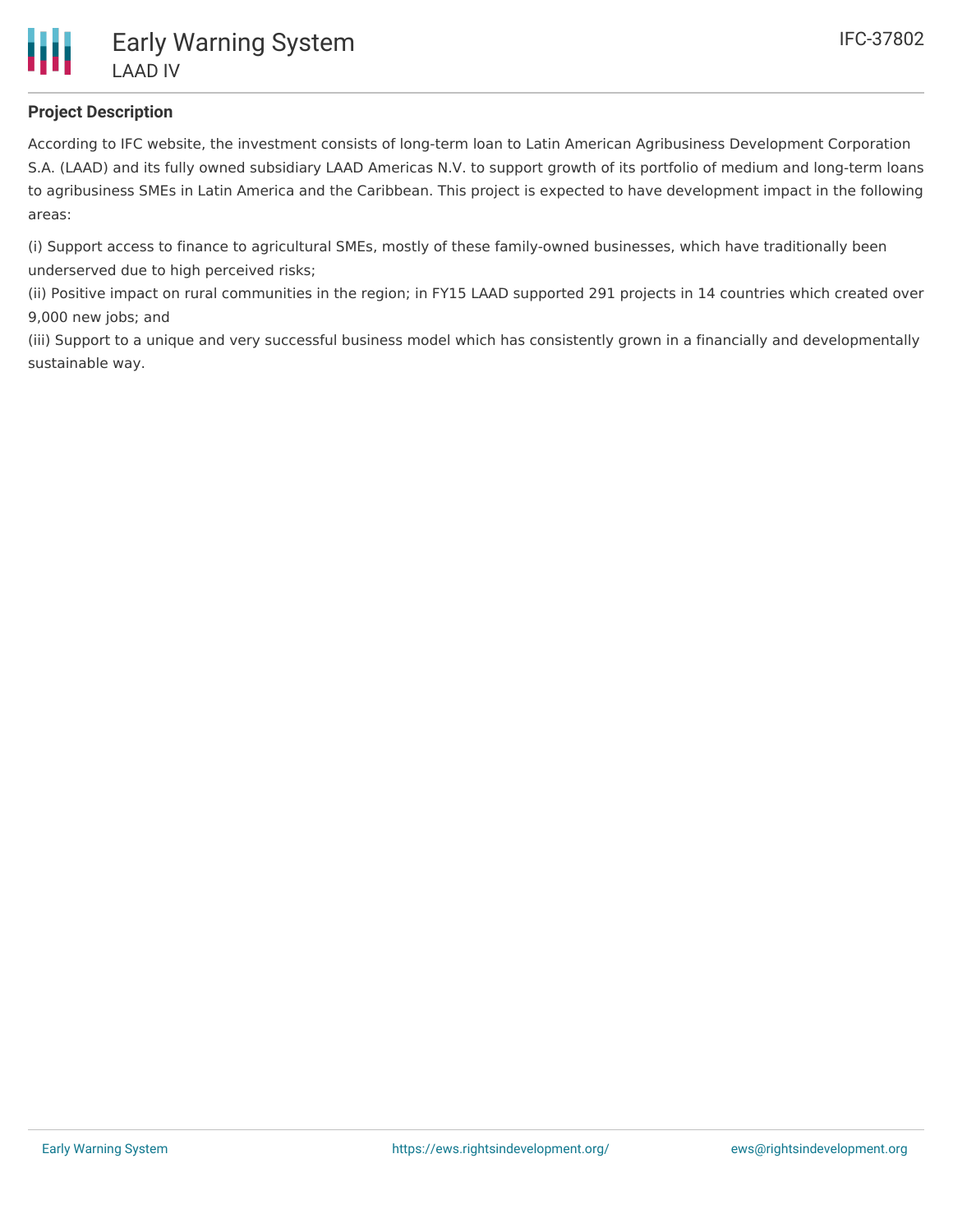## Project Description

According to IFC website, the investment consists of long-term loan to Latin American Agribusiness Development Corporation S.A. (LAAD) and its fully owned subsidiary LAAD Americas N.V. to support growth of its portfolio of medium and long-term loans to agribusiness SMEs in Latin America and the Caribbean. This project is expected to have development impact in the following areas:

(i) Support access to finance to agricultural SMEs, mostly of these family-owned businesses, which have traditionally been underserved due to high perceived risks;
(ii) Positive impact on rural communities in the region; in FY15 LAAD supported 291 projects in 14 countries which created over 9,000 new jobs; and
(iii) Support to a unique and very successful business model which has consistently grown in a financially and developmentally sustainable way.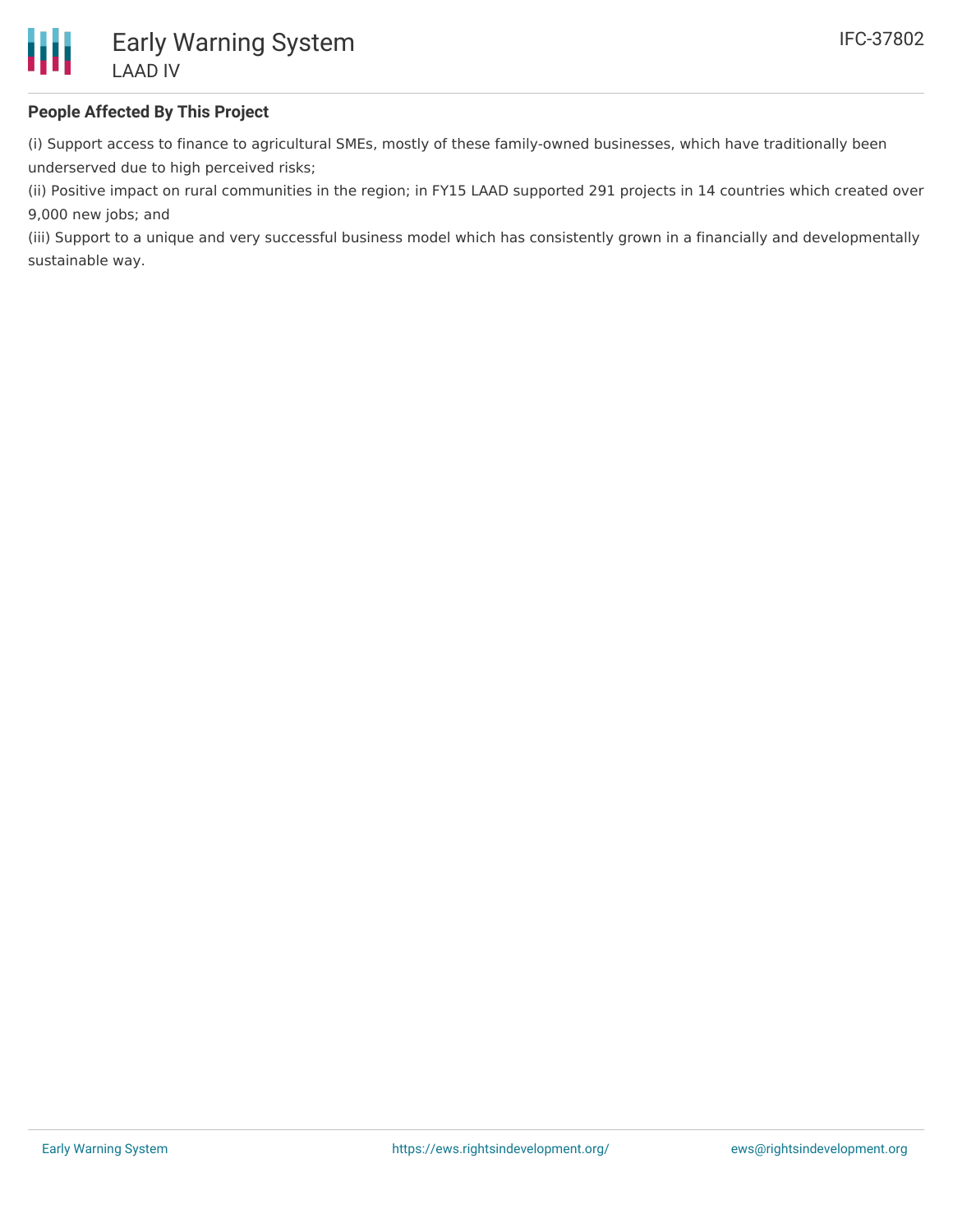**People Affected By This Project**

(i) Support access to finance to agricultural SMEs, mostly of these family-owned businesses, which have traditionally been underserved due to high perceived risks;
(ii) Positive impact on rural communities in the region; in FY15 LAAD supported 291 projects in 14 countries which created over 9,000 new jobs; and
(iii) Support to a unique and very successful business model which has consistently grown in a financially and developmentally sustainable way.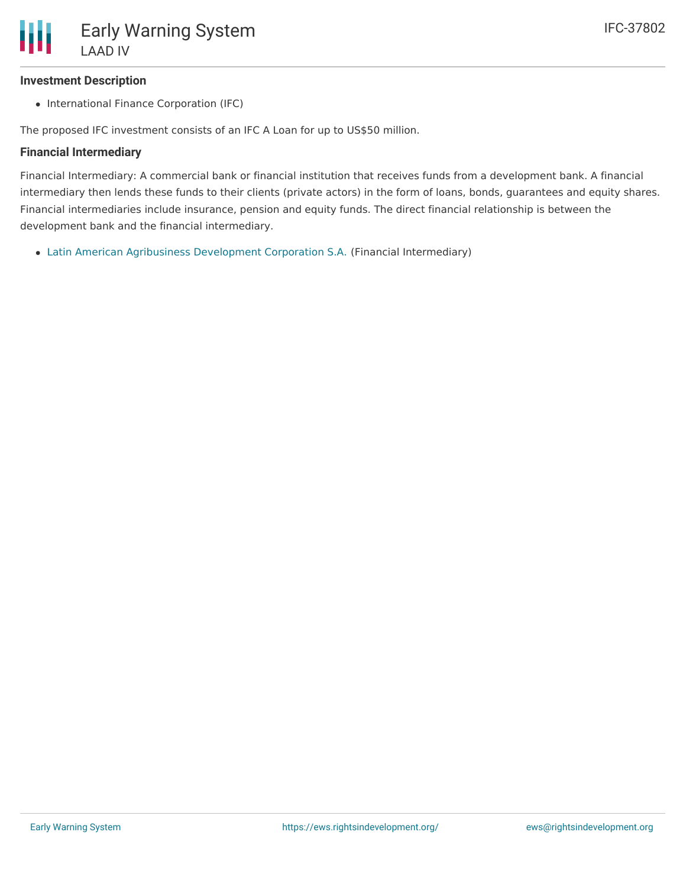### Investment Description

- International Finance Corporation (IFC)

The proposed IFC investment consists of an IFC A Loan for up to US$50 million.

### Financial Intermediary

Financial Intermediary: A commercial bank or financial institution that receives funds from a development bank. A financial intermediary then lends these funds to their clients (private actors) in the form of loans, bonds, guarantees and equity shares. Financial intermediaries include insurance, pension and equity funds. The direct financial relationship is between the development bank and the financial intermediary.

- Latin American Agribusiness Development Corporation S.A. (Financial Intermediary)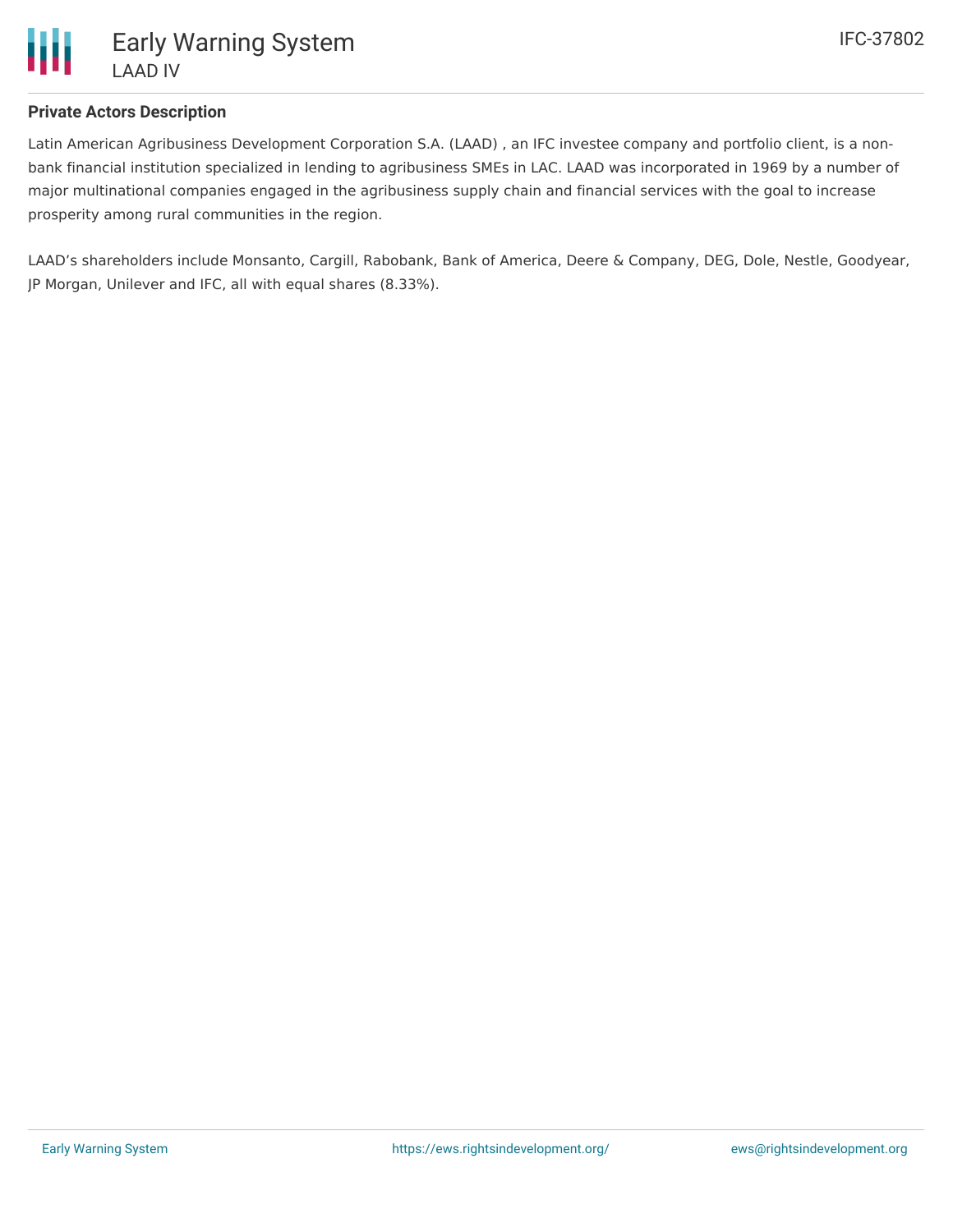## Private Actors Description

Latin American Agribusiness Development Corporation S.A. (LAAD) , an IFC investee company and portfolio client, is a non-bank financial institution specialized in lending to agribusiness SMEs in LAC. LAAD was incorporated in 1969 by a number of major multinational companies engaged in the agribusiness supply chain and financial services with the goal to increase prosperity among rural communities in the region.

LAAD's shareholders include Monsanto, Cargill, Rabobank, Bank of America, Deere & Company, DEG, Dole, Nestle, Goodyear, JP Morgan, Unilever and IFC, all with equal shares (8.33%).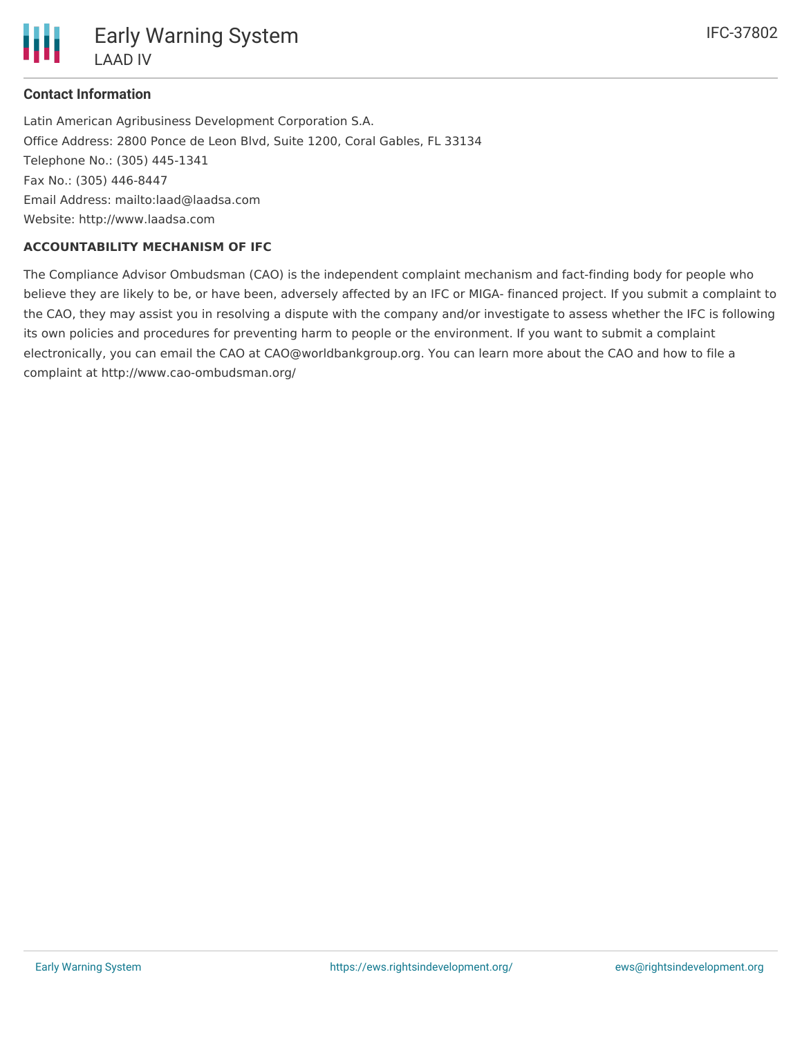### Contact Information

Latin American Agribusiness Development Corporation S.A.

Office Address: 2800 Ponce de Leon Blvd, Suite 1200, Coral Gables, FL 33134

Telephone No.: (305) 445-1341

Fax No.: (305) 446-8447

Email Address: mailto:laad@laadsa.com

Website: http://www.laadsa.com

**ACCOUNTABILITY MECHANISM OF IFC**

The Compliance Advisor Ombudsman (CAO) is the independent complaint mechanism and fact-finding body for people who believe they are likely to be, or have been, adversely affected by an IFC or MIGA- financed project. If you submit a complaint to the CAO, they may assist you in resolving a dispute with the company and/or investigate to assess whether the IFC is following its own policies and procedures for preventing harm to people or the environment. If you want to submit a complaint electronically, you can email the CAO at CAO@worldbankgroup.org. You can learn more about the CAO and how to file a complaint at http://www.cao-ombudsman.org/